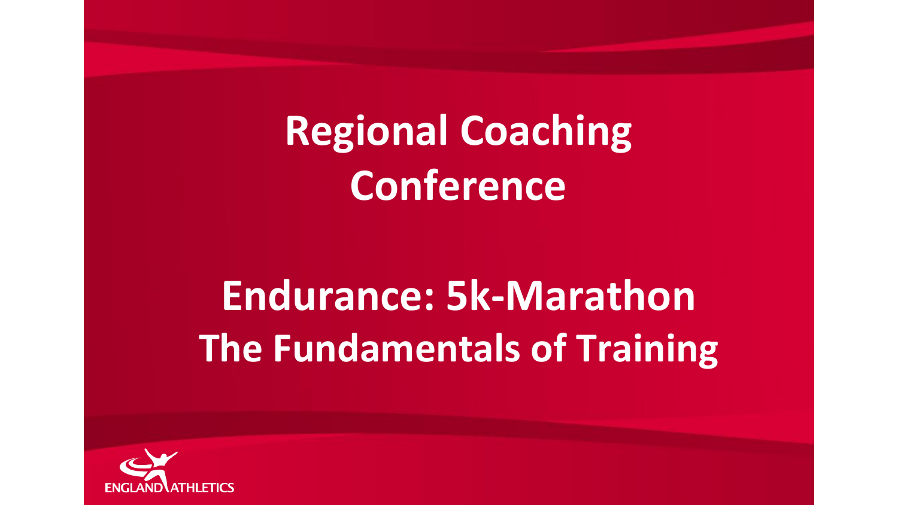# Regional Coaching Conference

## Endurance: 5k-Marathon
## The Fundamentals of Training

ENGLAND ATHLETICS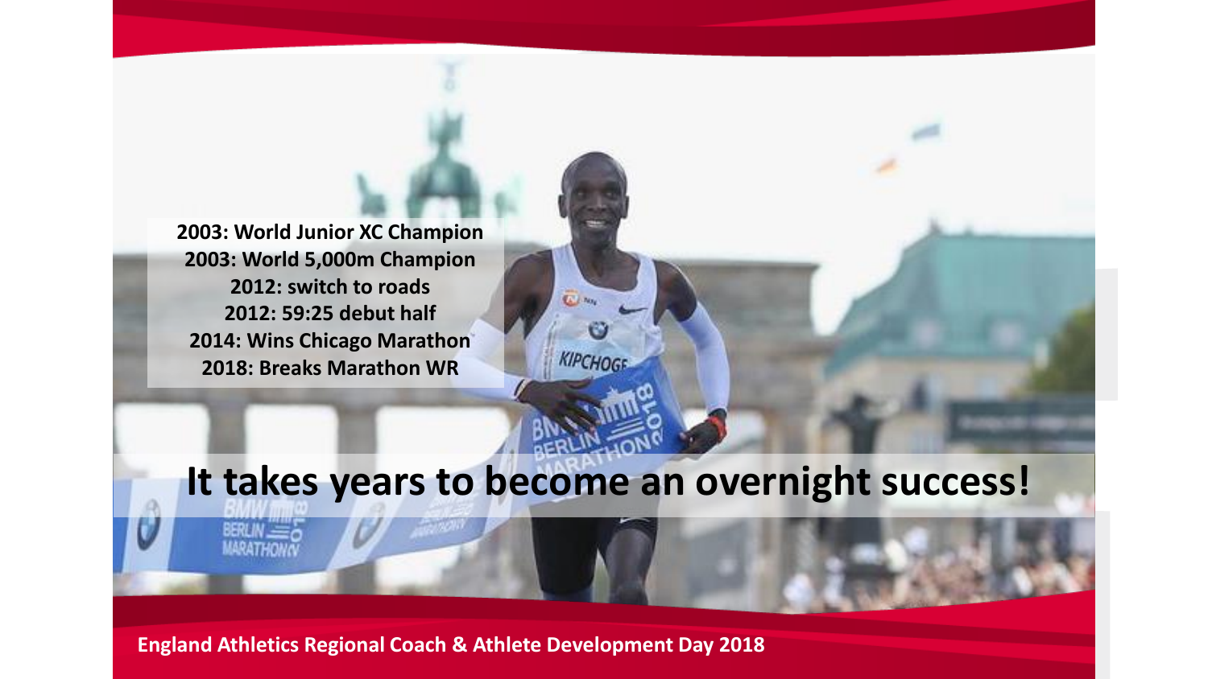2003: World Junior XC Champion
2003: World 5,000m Champion
2012: switch to roads
2012: 59:25 debut half
2014: Wins Chicago Marathon
2018: Breaks Marathon WR

# It takes years to become an overnight success!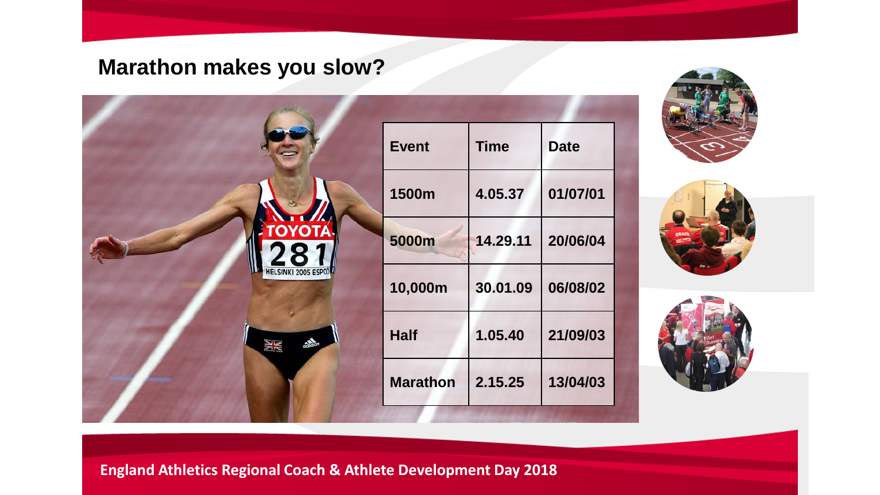## Marathon makes you slow?

| Event | Time | Date |
| --- | --- | --- |
| 1500m | 4.05.37 | 01/07/01 |
| 5000m | 14.29.11 | 20/06/04 |
| 10,000m | 30.01.09 | 06/08/02 |
| Half | 1.05.40 | 21/09/03 |
| Marathon | 2.15.25 | 13/04/03 |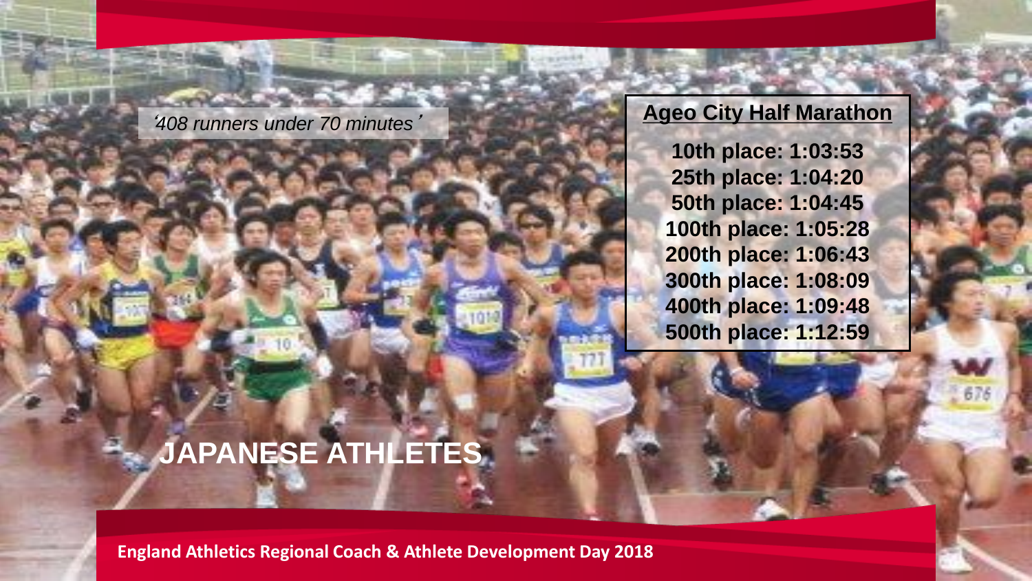*'408 runners under 70 minutes'*

## Ageo City Half Marathon

**10th place: 1:03:53**
**25th place: 1:04:20**
**50th place: 1:04:45**
**100th place: 1:05:28**
**200th place: 1:06:43**
**300th place: 1:08:09**
**400th place: 1:09:48**
**500th place: 1:12:59**

# JAPANESE ATHLETES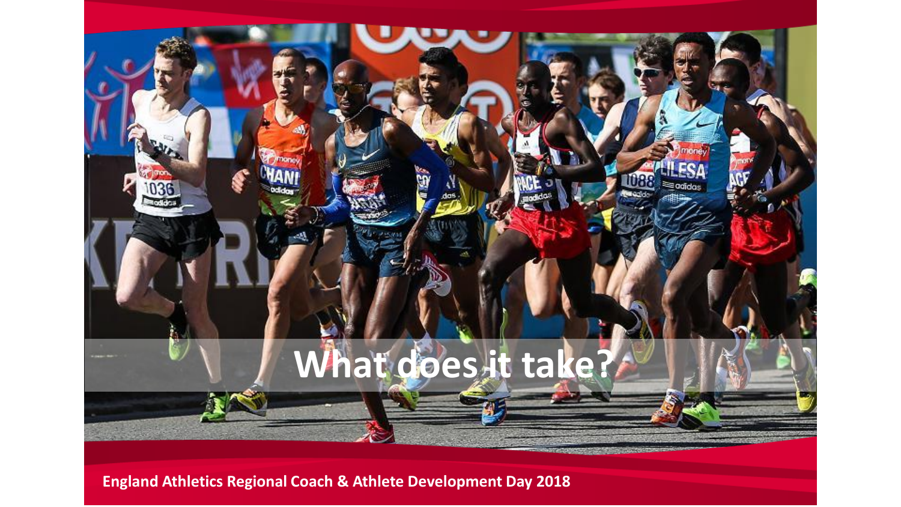# What does it take?

England Athletics Regional Coach & Athlete Development Day 2018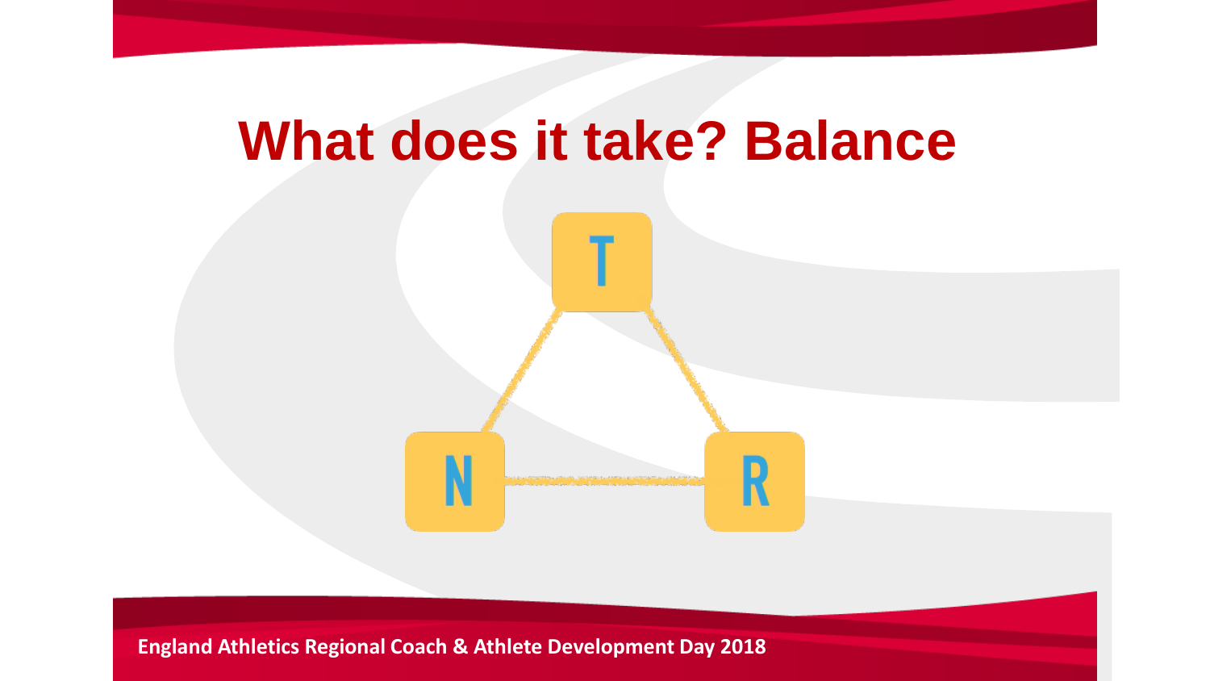# What does it take? Balance

T

N

R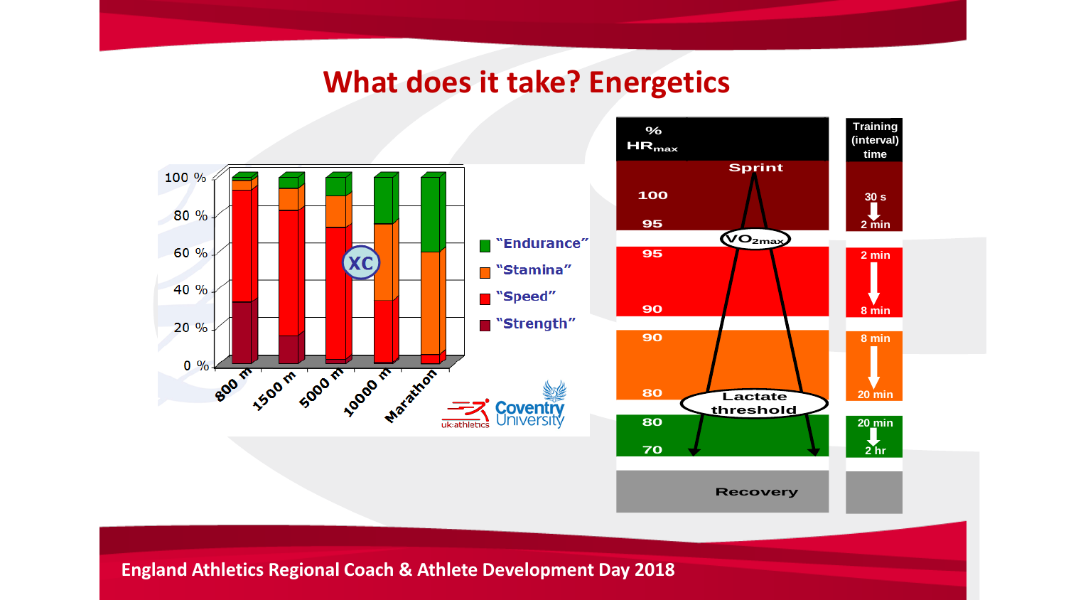# What does it take? Energetics

100 %
80 %
60 %
40 %
20 %
0 %

800 m | 1500 m | 5000 m | 10000 m | Marathon

XC

- "Endurance"
- "Stamina"
- "Speed"
- "Strength"

| % $HR_{max}$ | | Training (interval) time |
|---|---|---|
| 100 – 95 | Sprint | 30 s → 2 min |
| | $VO_{2max}$ | |
| 95 – 90 | | 2 min → 8 min |
| 90 – 80 | Lactate threshold | 8 min → 20 min |
| 80 – 70 | | 20 min → 2 hr |
| | Recovery | |

England Athletics Regional Coach & Athlete Development Day 2018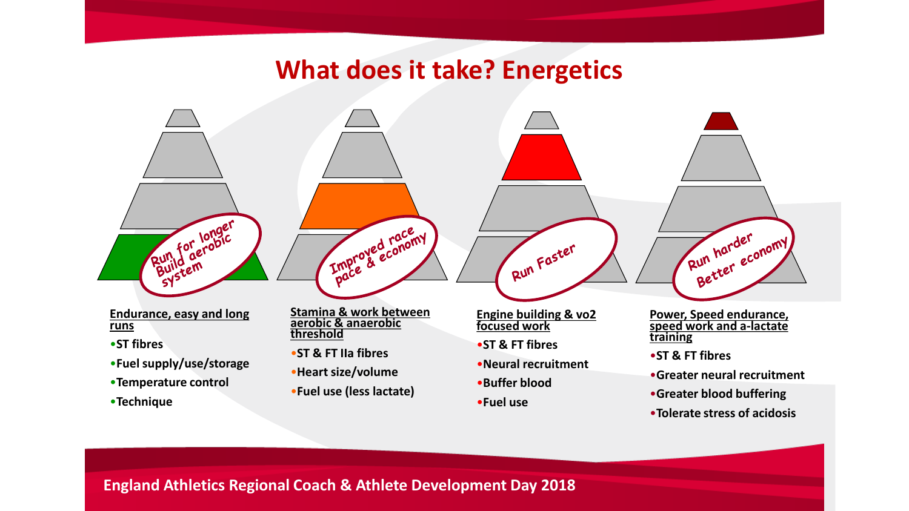# What does it take? Energetics

Run for longer
Build aerobic system

**Endurance, easy and long runs**

- ST fibres
- Fuel supply/use/storage
- Temperature control
- Technique

Improved race pace & economy

**Stamina & work between aerobic & anaerobic threshold**

- ST & FT IIa fibres
- Heart size/volume
- Fuel use (less lactate)

Run Faster

**Engine building & vo2 focused work**

- ST & FT fibres
- Neural recruitment
- Buffer blood
- Fuel use

Run harder
Better economy

**Power, Speed endurance, speed work and a-lactate training**

- ST & FT fibres
- Greater neural recruitment
- Greater blood buffering
- Tolerate stress of acidosis

England Athletics Regional Coach & Athlete Development Day 2018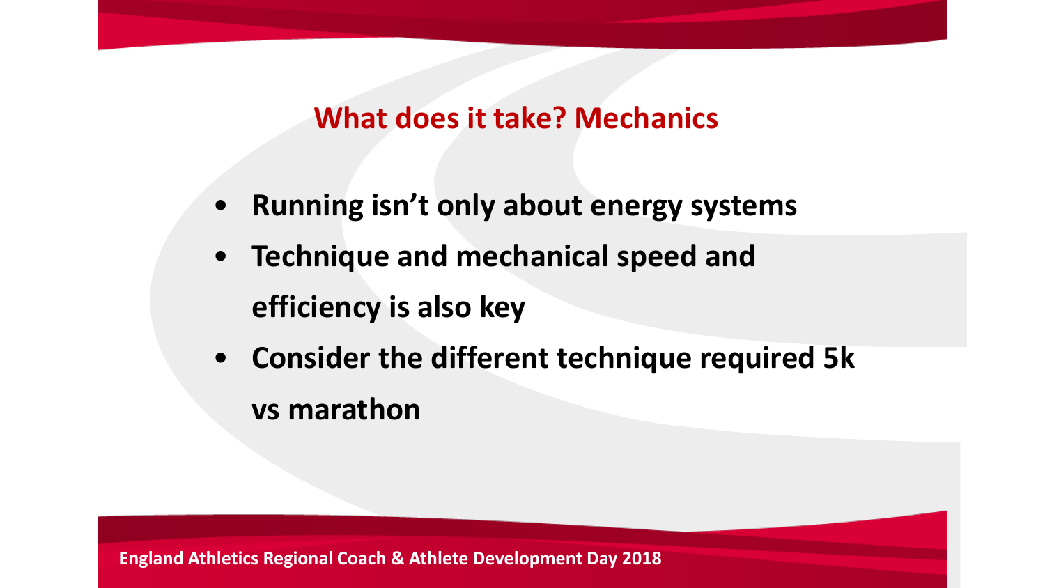## What does it take? Mechanics

- **Running isn't only about energy systems**
- **Technique and mechanical speed and efficiency is also key**
- **Consider the different technique required 5k vs marathon**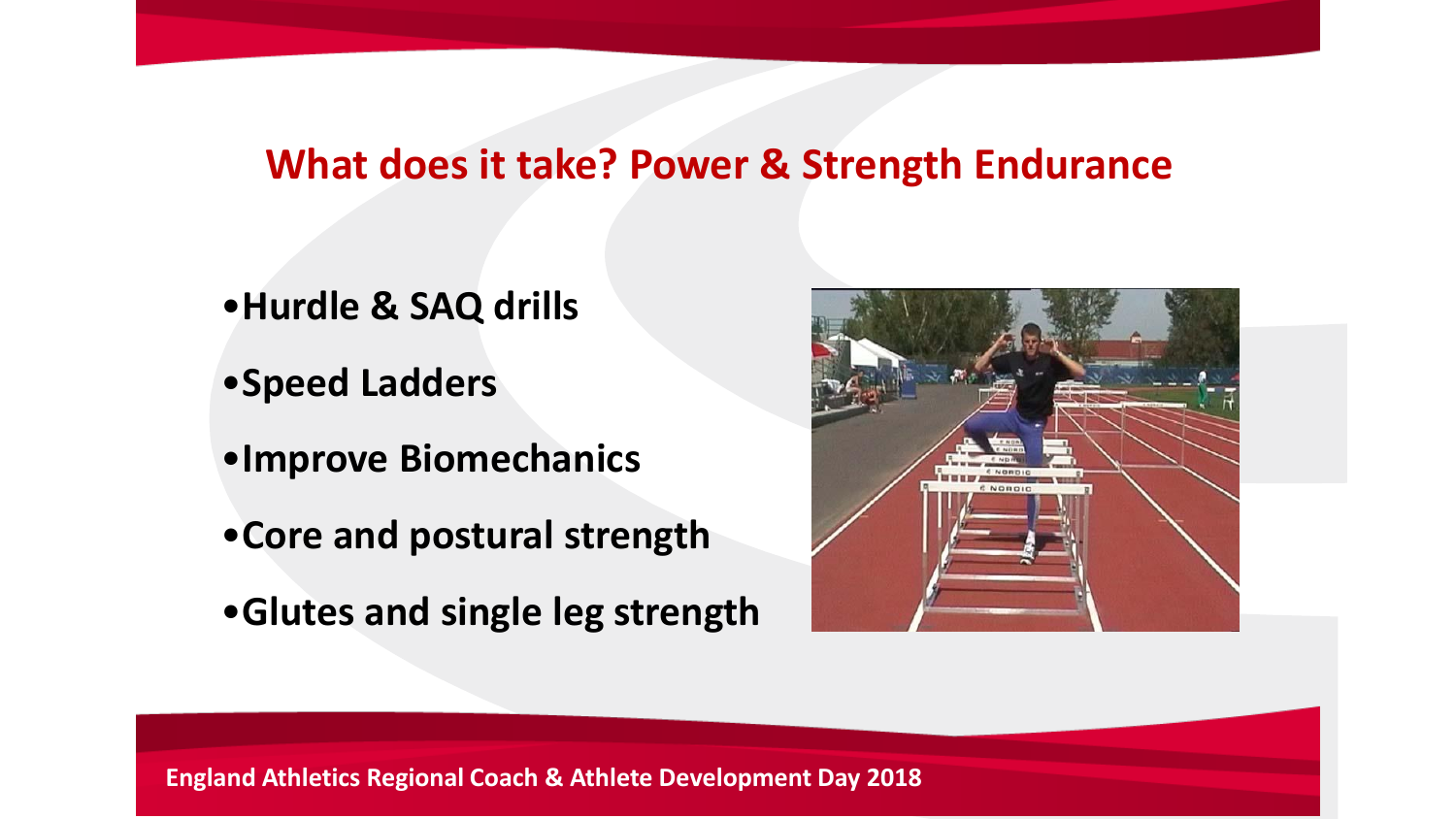## What does it take? Power & Strength Endurance

- **Hurdle & SAQ drills**
- **Speed Ladders**
- **Improve Biomechanics**
- **Core and postural strength**
- **Glutes and single leg strength**